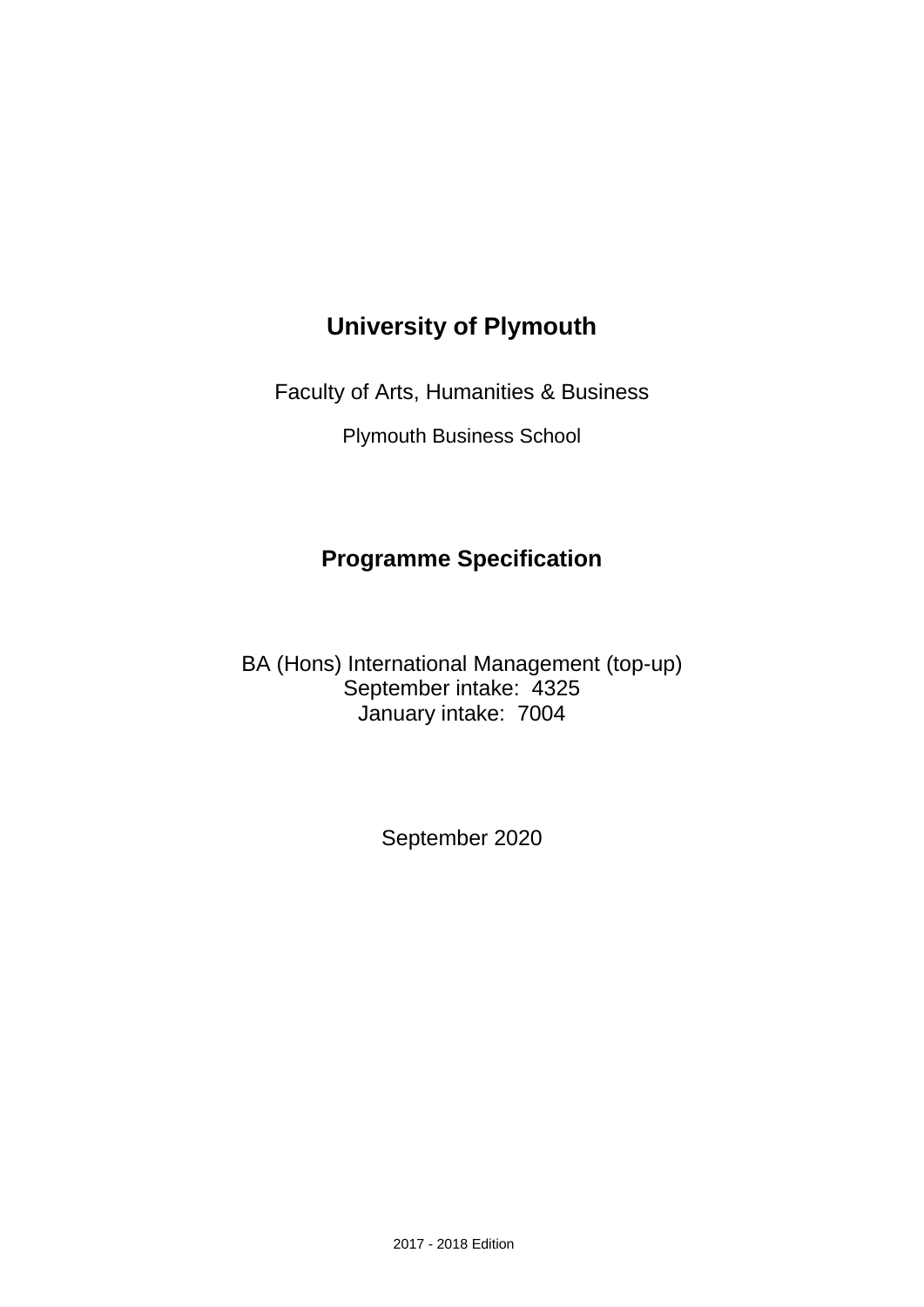# University of Plymouth

Faculty of Arts, Humanities & Business

Plymouth Business School

## Programme Specification

BA (Hons) International Management (top-up)
September intake: 4325
January intake: 7004

September 2020

2017 - 2018 Edition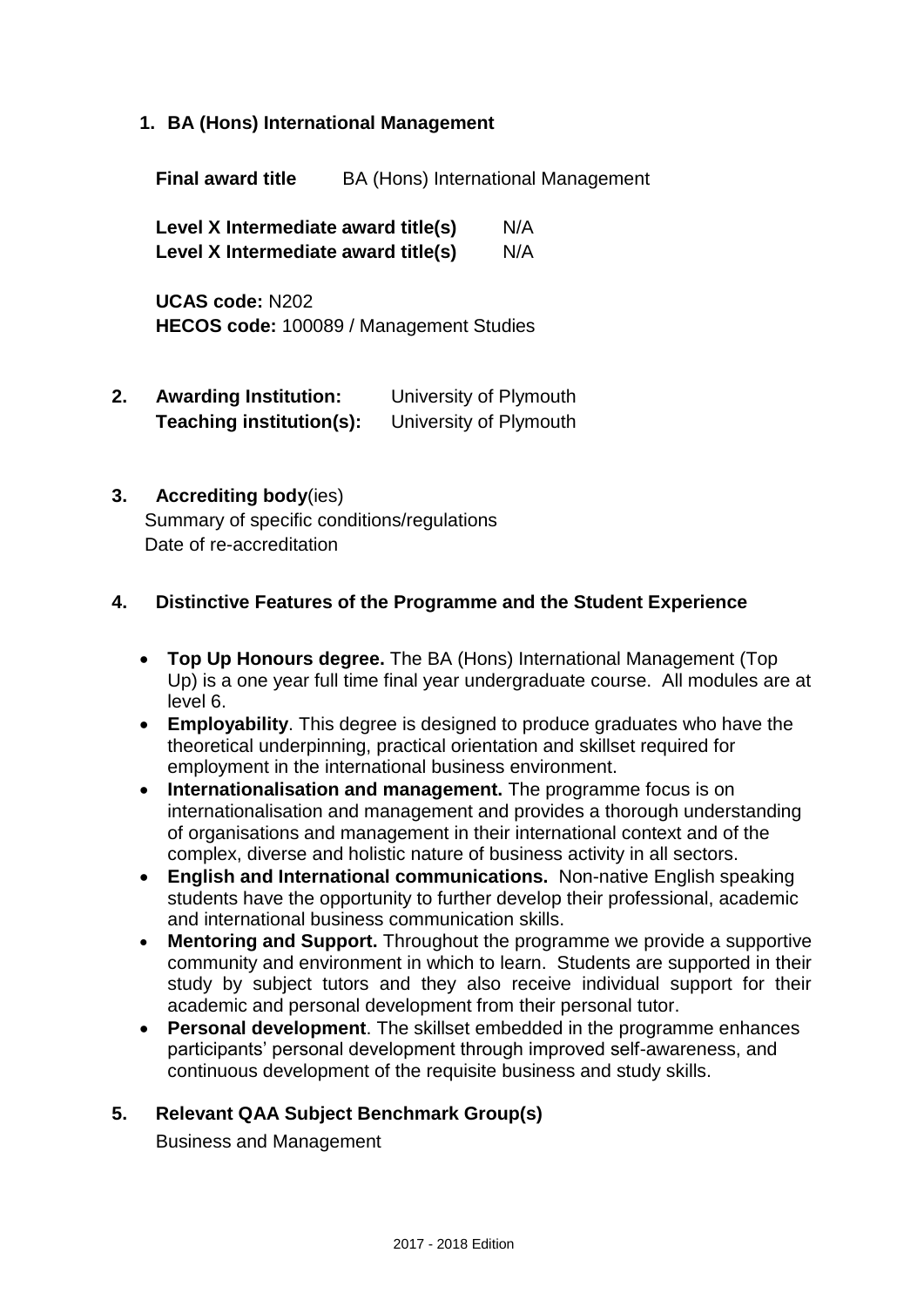## 1. BA (Hons) International Management

**Final award title** BA (Hons) International Management

**Level X Intermediate award title(s)** N/A
**Level X Intermediate award title(s)** N/A

**UCAS code:** N202
**HECOS code:** 100089 / Management Studies

## 2. Awarding Institution: University of Plymouth

**Teaching institution(s):** University of Plymouth

## 3. Accrediting body(ies)

Summary of specific conditions/regulations
Date of re-accreditation

## 4. Distinctive Features of the Programme and the Student Experience

- **Top Up Honours degree.** The BA (Hons) International Management (Top Up) is a one year full time final year undergraduate course. All modules are at level 6.
- **Employability**. This degree is designed to produce graduates who have the theoretical underpinning, practical orientation and skillset required for employment in the international business environment.
- **Internationalisation and management.** The programme focus is on internationalisation and management and provides a thorough understanding of organisations and management in their international context and of the complex, diverse and holistic nature of business activity in all sectors.
- **English and International communications.** Non-native English speaking students have the opportunity to further develop their professional, academic and international business communication skills.
- **Mentoring and Support.** Throughout the programme we provide a supportive community and environment in which to learn. Students are supported in their study by subject tutors and they also receive individual support for their academic and personal development from their personal tutor.
- **Personal development**. The skillset embedded in the programme enhances participants' personal development through improved self-awareness, and continuous development of the requisite business and study skills.

## 5. Relevant QAA Subject Benchmark Group(s)

Business and Management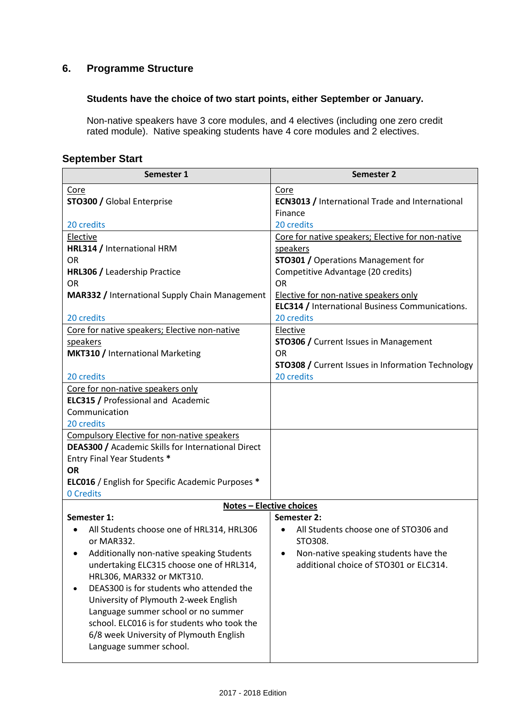## 6. Programme Structure

**Students have the choice of two start points, either September or January.**

Non-native speakers have 3 core modules, and 4 electives (including one zero credit rated module). Native speaking students have 4 core modules and 2 electives.

### September Start

| Semester 1 | Semester 2 |
|---|---|
| Core<br>**STO300 /** Global Enterprise<br><br>20 credits | Core<br>**ECN3013 /** International Trade and International Finance<br>20 credits |
| Elective<br>**HRL314 /** International HRM<br>OR<br>**HRL306 /** Leadership Practice<br>OR<br>**MAR332 /** International Supply Chain Management<br><br>20 credits | Core for native speakers; Elective for non-native speakers<br>**STO301 /** Operations Management for Competitive Advantage (20 credits)<br>OR<br>Elective for non-native speakers only<br>**ELC314 /** International Business Communications.<br>20 credits |
| Core for native speakers; Elective non-native speakers<br>**MKT310 /** International Marketing<br><br>20 credits | Elective<br>**STO306 /** Current Issues in Management<br>OR<br>**STO308 /** Current Issues in Information Technology<br>20 credits |
| Core for non-native speakers only<br>**ELC315 /** Professional and Academic Communication<br>20 credits | |
| Compulsory Elective for non-native speakers<br>**DEAS300 /** Academic Skills for International Direct Entry Final Year Students *<br>**OR**<br>**ELC016** / English for Specific Academic Purposes *<br>0 Credits | |
| **Notes – Elective choices** | |
| **Semester 1:**<br>• All Students choose one of HRL314, HRL306 or MAR332.<br>• Additionally non-native speaking Students undertaking ELC315 choose one of HRL314, HRL306, MAR332 or MKT310.<br>• DEAS300 is for students who attended the University of Plymouth 2-week English Language summer school or no summer school. ELC016 is for students who took the 6/8 week University of Plymouth English Language summer school. | **Semester 2:**<br>• All Students choose one of STO306 and STO308.<br>• Non-native speaking students have the additional choice of STO301 or ELC314. |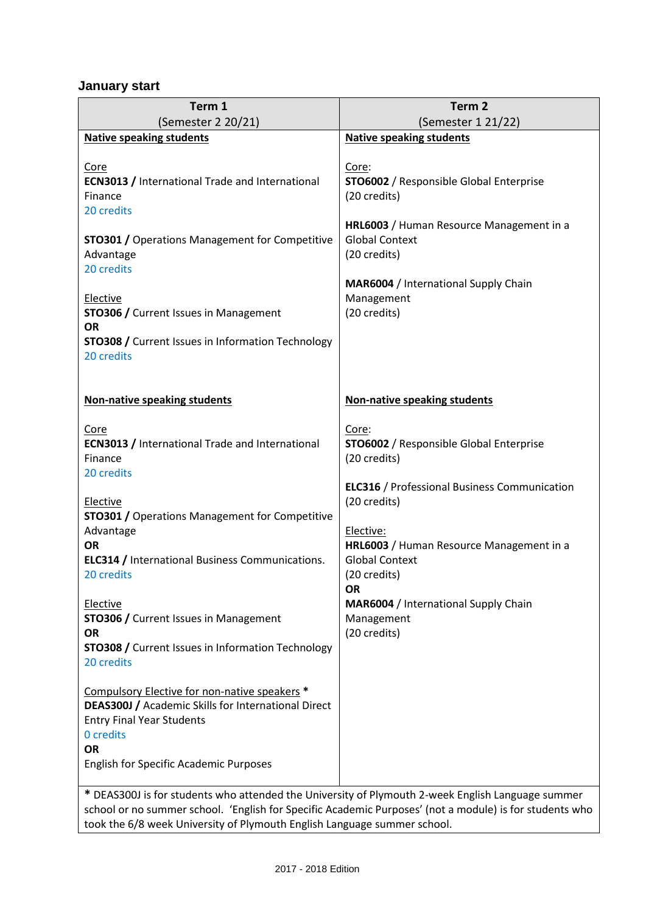### January start

| Term 1<br>(Semester 2 20/21) | Term 2<br>(Semester 1 21/22) |
|---|---|
| **Native speaking students**<br><br>Core<br>**ECN3013 /** International Trade and International Finance<br>20 credits<br><br>**STO301 /** Operations Management for Competitive Advantage<br>20 credits<br><br>Elective<br>**STO306 /** Current Issues in Management<br>**OR**<br>**STO308 /** Current Issues in Information Technology<br>20 credits | **Native speaking students**<br><br>Core:<br>**STO6002** / Responsible Global Enterprise<br>(20 credits)<br><br>**HRL6003** / Human Resource Management in a Global Context<br>(20 credits)<br><br>**MAR6004** / International Supply Chain Management<br>(20 credits) |
| **Non-native speaking students**<br><br>Core<br>**ECN3013 /** International Trade and International Finance<br>20 credits<br><br>Elective<br>**STO301 /** Operations Management for Competitive Advantage<br>**OR**<br>**ELC314 /** International Business Communications.<br>20 credits<br><br>Elective<br>**STO306 /** Current Issues in Management<br>**OR**<br>**STO308 /** Current Issues in Information Technology<br>20 credits<br><br>Compulsory Elective for non-native speakers **\***<br>**DEAS300J /** Academic Skills for International Direct Entry Final Year Students<br>0 credits<br>**OR**<br>English for Specific Academic Purposes | **Non-native speaking students**<br><br>Core:<br>**STO6002** / Responsible Global Enterprise<br>(20 credits)<br><br>**ELC316** / Professional Business Communication<br>(20 credits)<br><br>Elective:<br>**HRL6003** / Human Resource Management in a Global Context<br>(20 credits)<br>**OR**<br>**MAR6004** / International Supply Chain Management<br>(20 credits) |

**\*** DEAS300J is for students who attended the University of Plymouth 2-week English Language summer school or no summer school. 'English for Specific Academic Purposes' (not a module) is for students who took the 6/8 week University of Plymouth English Language summer school.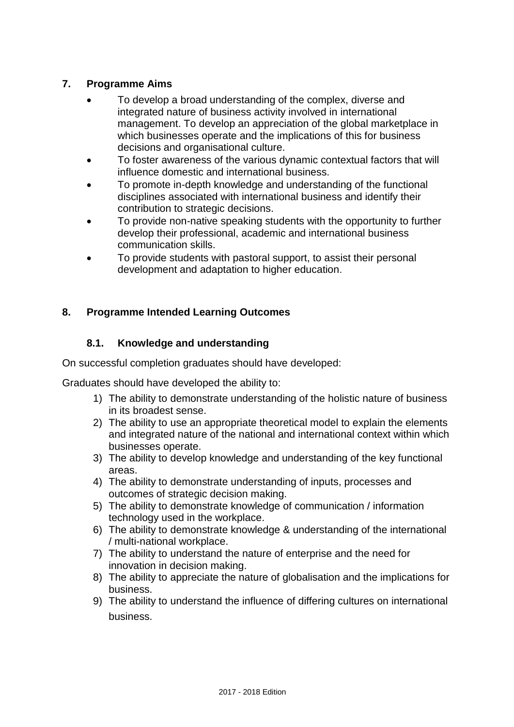## 7. Programme Aims

- To develop a broad understanding of the complex, diverse and integrated nature of business activity involved in international management. To develop an appreciation of the global marketplace in which businesses operate and the implications of this for business decisions and organisational culture.
- To foster awareness of the various dynamic contextual factors that will influence domestic and international business.
- To promote in-depth knowledge and understanding of the functional disciplines associated with international business and identify their contribution to strategic decisions.
- To provide non-native speaking students with the opportunity to further develop their professional, academic and international business communication skills.
- To provide students with pastoral support, to assist their personal development and adaptation to higher education.

## 8. Programme Intended Learning Outcomes

### 8.1. Knowledge and understanding

On successful completion graduates should have developed:

Graduates should have developed the ability to:

1) The ability to demonstrate understanding of the holistic nature of business in its broadest sense.
2) The ability to use an appropriate theoretical model to explain the elements and integrated nature of the national and international context within which businesses operate.
3) The ability to develop knowledge and understanding of the key functional areas.
4) The ability to demonstrate understanding of inputs, processes and outcomes of strategic decision making.
5) The ability to demonstrate knowledge of communication / information technology used in the workplace.
6) The ability to demonstrate knowledge & understanding of the international / multi-national workplace.
7) The ability to understand the nature of enterprise and the need for innovation in decision making.
8) The ability to appreciate the nature of globalisation and the implications for business.
9) The ability to understand the influence of differing cultures on international business.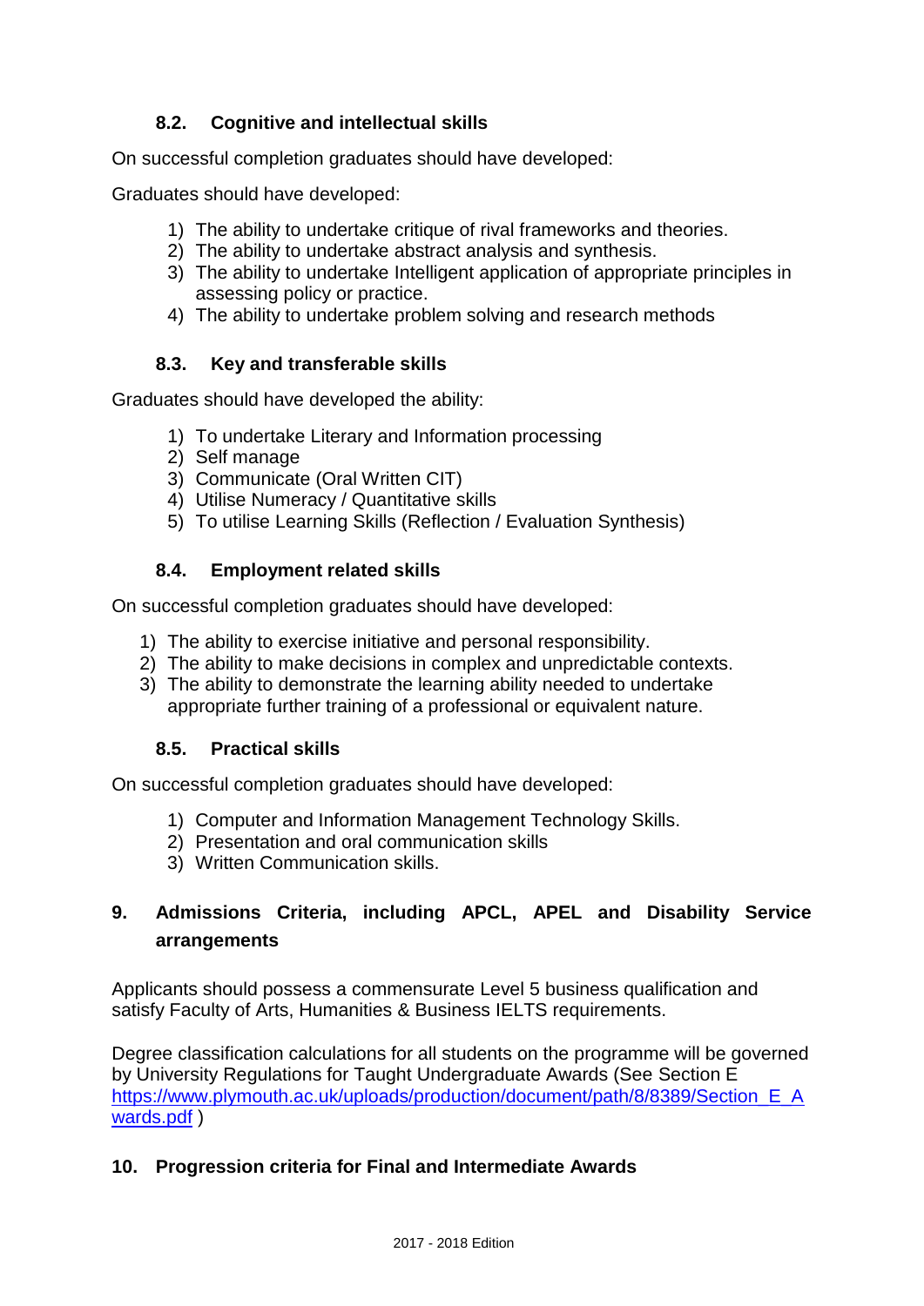### 8.2. Cognitive and intellectual skills

On successful completion graduates should have developed:

Graduates should have developed:

1) The ability to undertake critique of rival frameworks and theories.
2) The ability to undertake abstract analysis and synthesis.
3) The ability to undertake Intelligent application of appropriate principles in assessing policy or practice.
4) The ability to undertake problem solving and research methods

### 8.3. Key and transferable skills

Graduates should have developed the ability:

1) To undertake Literary and Information processing
2) Self manage
3) Communicate (Oral Written CIT)
4) Utilise Numeracy / Quantitative skills
5) To utilise Learning Skills (Reflection / Evaluation Synthesis)

### 8.4. Employment related skills

On successful completion graduates should have developed:

1) The ability to exercise initiative and personal responsibility.
2) The ability to make decisions in complex and unpredictable contexts.
3) The ability to demonstrate the learning ability needed to undertake appropriate further training of a professional or equivalent nature.

### 8.5. Practical skills

On successful completion graduates should have developed:

1) Computer and Information Management Technology Skills.
2) Presentation and oral communication skills
3) Written Communication skills.

## 9. Admissions Criteria, including APCL, APEL and Disability Service arrangements

Applicants should possess a commensurate Level 5 business qualification and satisfy Faculty of Arts, Humanities & Business IELTS requirements.

Degree classification calculations for all students on the programme will be governed by University Regulations for Taught Undergraduate Awards (See Section E https://www.plymouth.ac.uk/uploads/production/document/path/8/8389/Section_E_Awards.pdf )

## 10. Progression criteria for Final and Intermediate Awards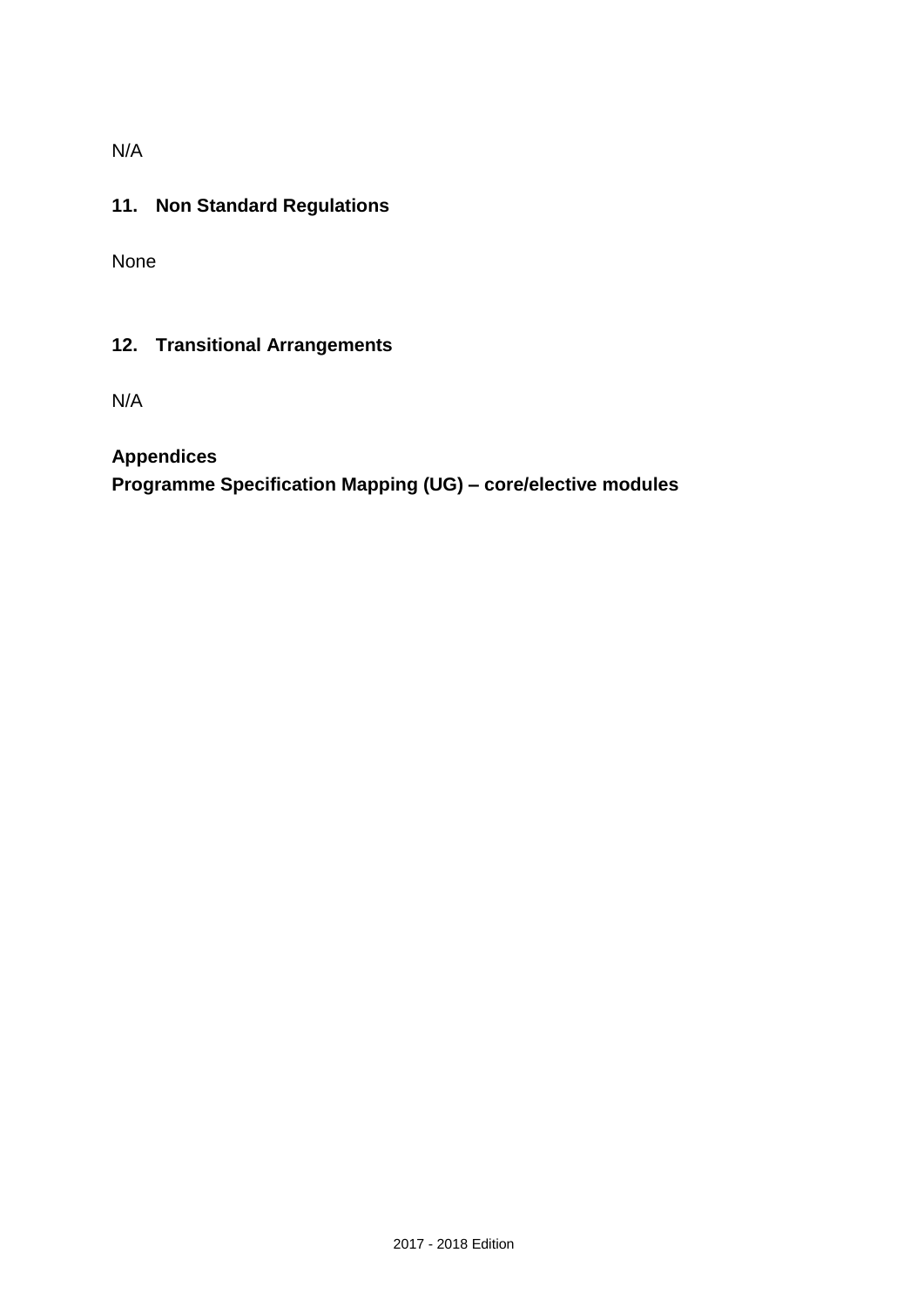N/A

## 11. Non Standard Regulations

None

## 12. Transitional Arrangements

N/A

**Appendices**
**Programme Specification Mapping (UG) – core/elective modules**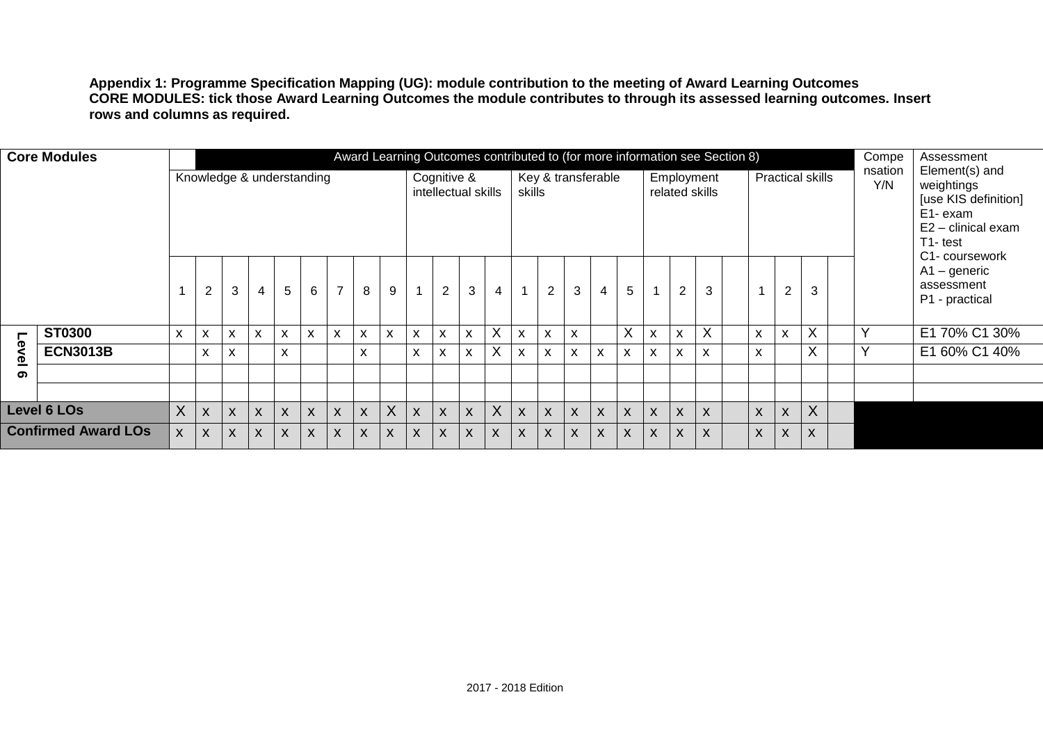**Appendix 1: Programme Specification Mapping (UG): module contribution to the meeting of Award Learning Outcomes**
**CORE MODULES: tick those Award Learning Outcomes the module contributes to through its assessed learning outcomes. Insert rows and columns as required.**

| Core Modules | | Award Learning Outcomes contributed to (for more information see Section 8) | | | | | | | | | | | | | | | | | | | | | | | | | | Compensation Y/N | Assessment Element(s) and weightings [use KIS definition] E1- exam E2 – clinical exam T1- test C1- coursework A1 – generic assessment P1 - practical |
|---|---|---|---|---|---|---|---|---|---|---|---|---|---|---|---|---|---|---|---|---|---|---|---|---|---|---|---|---|---|
| | | Knowledge & understanding | | | | | | | | | Cognitive & intellectual skills | | | | Key & transferable skills | | | | | Employment related skills | | | | Practical skills | | | | | |
| | | 1 | 2 | 3 | 4 | 5 | 6 | 7 | 8 | 9 | 1 | 2 | 3 | 4 | 1 | 2 | 3 | 4 | 5 | 1 | 2 | 3 | | 1 | 2 | 3 | | | |
| Level 6 | **ST0300** | x | x | x | x | x | x | x | x | x | x | x | x | X | x | x | x | | X | x | x | X | | x | x | X | | Y | E1 70% C1 30% |
| | **ECN3013B** | | x | x | | x | | | x | | x | x | x | X | x | x | x | x | x | x | x | x | | x | | X | | Y | E1 60% C1 40% |
| | | | | | | | | | | | | | | | | | | | | | | | | | | | | | |
| | | | | | | | | | | | | | | | | | | | | | | | | | | | | | |
| **Level 6 LOs** | | X | x | x | x | x | x | x | x | X | x | x | x | X | x | x | x | x | x | x | x | x | | x | x | X | | | |
| **Confirmed Award LOs** | | x | x | x | x | x | x | x | x | x | x | x | x | x | x | x | x | x | x | x | x | x | | x | x | x | | | |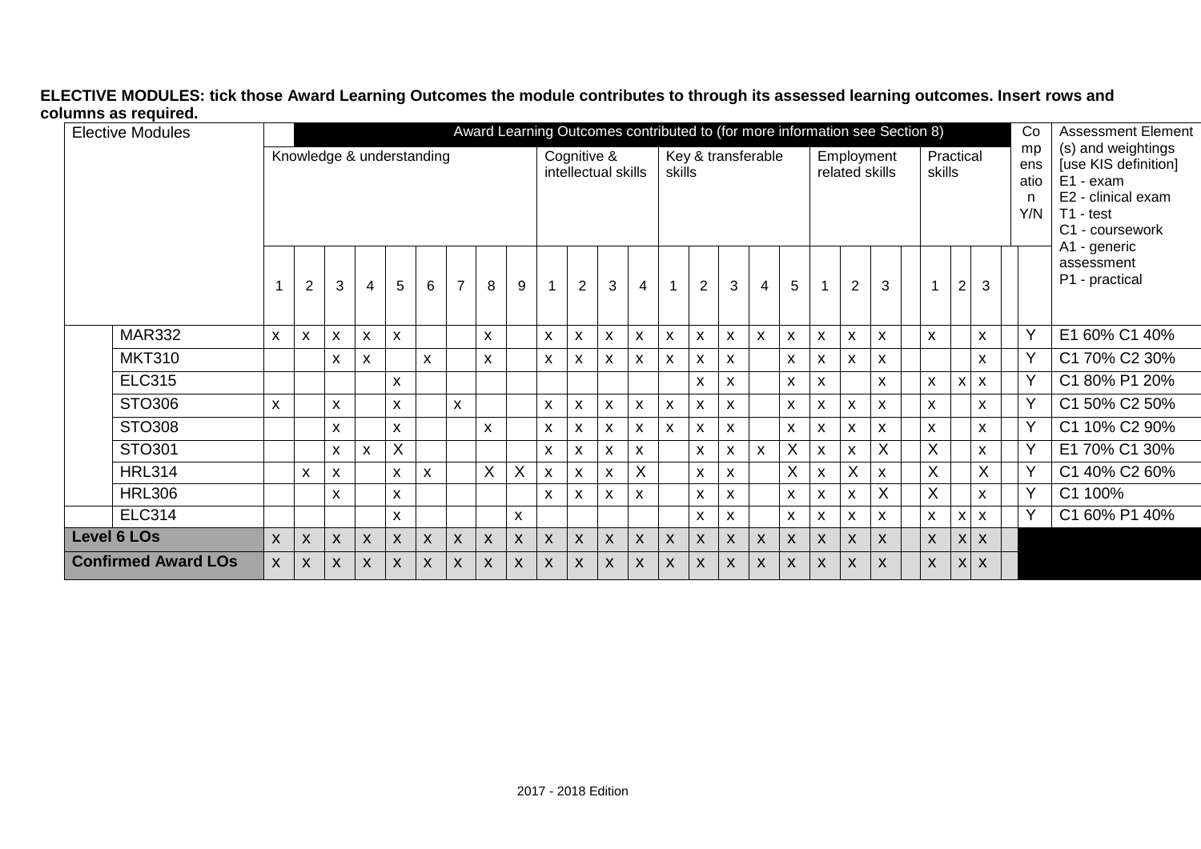**ELECTIVE MODULES: tick those Award Learning Outcomes the module contributes to through its assessed learning outcomes. Insert rows and columns as required.**

| Elective Modules | Award Learning Outcomes contributed to (for more information see Section 8) | | | | | | | | | | | | | | | | | | | | | | | | | | Compensation Y/N | Assessment Element (s) and weightings [use KIS definition] E1 - exam E2 - clinical exam T1 - test C1 - coursework A1 - generic assessment P1 - practical |
|---|---|---|---|---|---|---|---|---|---|---|---|---|---|---|---|---|---|---|---|---|---|---|---|---|---|---|---|---|
| | Knowledge & understanding | | | | | | | | | Cognitive & intellectual skills | | | | Key & transferable skills | | | | | Employment related skills | | | | Practical skills | | | | | |
| | 1 | 2 | 3 | 4 | 5 | 6 | 7 | 8 | 9 | 1 | 2 | 3 | 4 | 1 | 2 | 3 | 4 | 5 | 1 | 2 | 3 | | 1 | 2 | 3 | | | |
| MAR332 | x | x | x | x | x | | | x | | x | x | x | x | x | x | x | x | x | x | x | x | | x | | x | | Y | E1 60% C1 40% |
| MKT310 | | | x | x | | x | | x | | x | x | x | x | x | x | x | | x | x | x | x | | | | x | | Y | C1 70% C2 30% |
| ELC315 | | | | | x | | | | | | | | | | x | x | | x | x | | x | | x | x | x | | Y | C1 80% P1 20% |
| STO306 | x | | x | | x | | x | | | x | x | x | x | x | x | x | | x | x | x | x | | x | | x | | Y | C1 50% C2 50% |
| STO308 | | | x | | x | | | x | | x | x | x | x | x | x | x | | x | x | x | x | | x | | x | | Y | C1 10% C2 90% |
| STO301 | | | x | x | X | | | | | x | x | x | x | | x | x | x | X | x | x | X | | X | | x | | Y | E1 70% C1 30% |
| HRL314 | | x | x | | x | x | | X | X | x | x | x | X | | x | x | | X | x | X | x | | X | | X | | Y | C1 40% C2 60% |
| HRL306 | | | x | | x | | | | | x | x | x | x | | x | x | | x | x | x | X | | X | | x | | Y | C1 100% |
| ELC314 | | | | | x | | | | x | | | | | | x | x | | x | x | x | x | | x | x | x | | Y | C1 60% P1 40% |
| **Level 6 LOs** | x | x | x | x | x | x | x | x | x | x | x | x | x | x | x | x | x | x | x | x | x | | x | x | x | | | |
| **Confirmed Award LOs** | x | x | x | x | x | x | x | x | x | x | x | x | x | x | x | x | x | x | x | x | x | | x | x | x | | | |

2017 - 2018 Edition